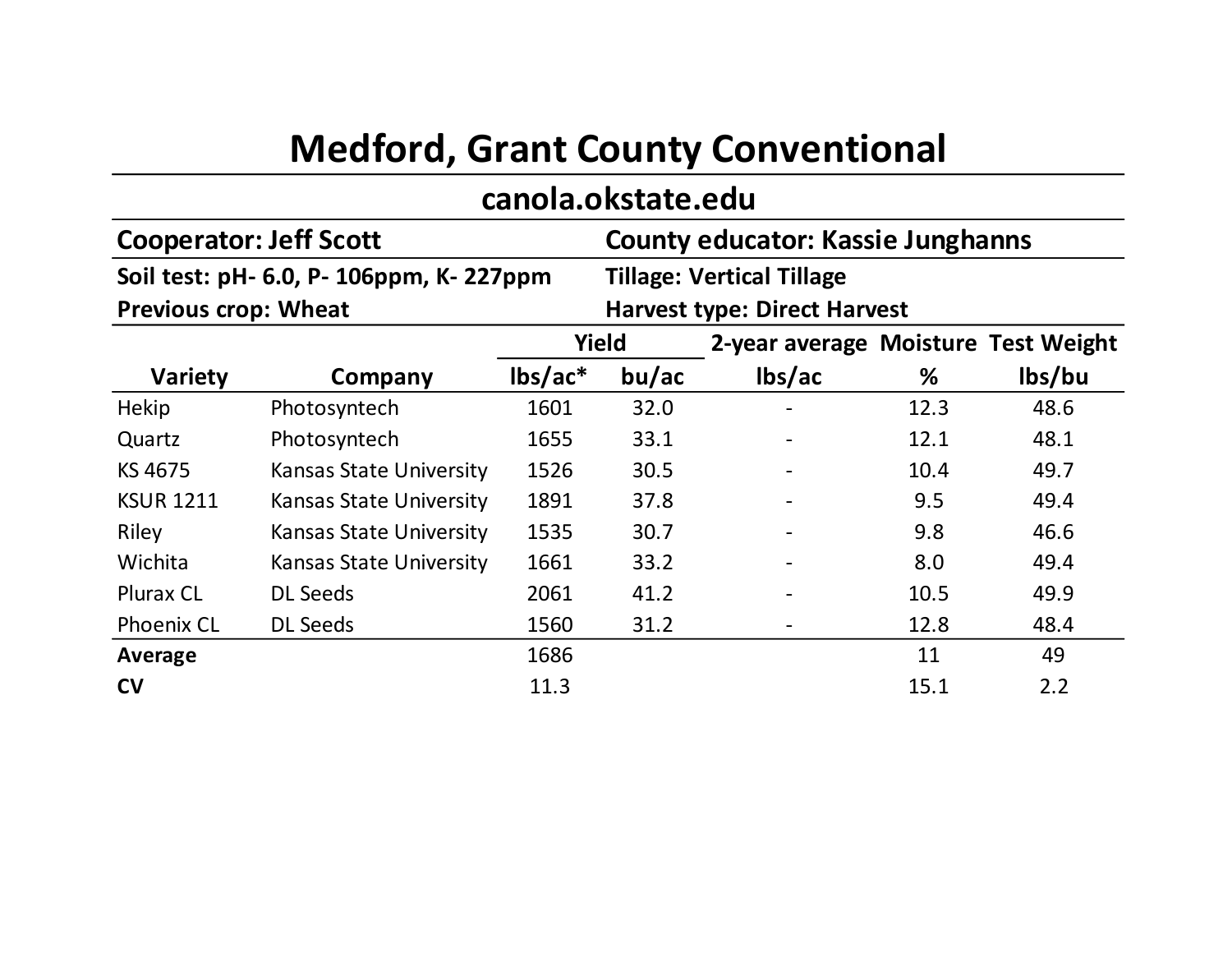# Medford, Grant County Conventional

## canola.okstate.edu

**Cooperator: Jeff Scott** | **County educator: Kassie Junghanns**

**Soil test: pH- 6.0, P- 106ppm, K- 227ppm** | **Tillage: Vertical Tillage**

**Previous crop: Wheat** | **Harvest type: Direct Harvest**

| | | Yield | | 2-year average | Moisture | Test Weight |
|---|---|---|---|---|---|---|
| **Variety** | **Company** | **lbs/ac*** | **bu/ac** | **lbs/ac** | **%** | **lbs/bu** |
| Hekip | Photosyntech | 1601 | 32.0 | - | 12.3 | 48.6 |
| Quartz | Photosyntech | 1655 | 33.1 | - | 12.1 | 48.1 |
| KS 4675 | Kansas State University | 1526 | 30.5 | - | 10.4 | 49.7 |
| KSUR 1211 | Kansas State University | 1891 | 37.8 | - | 9.5 | 49.4 |
| Riley | Kansas State University | 1535 | 30.7 | - | 9.8 | 46.6 |
| Wichita | Kansas State University | 1661 | 33.2 | - | 8.0 | 49.4 |
| Plurax CL | DL Seeds | 2061 | 41.2 | - | 10.5 | 49.9 |
| Phoenix CL | DL Seeds | 1560 | 31.2 | - | 12.8 | 48.4 |
| **Average** | | 1686 | | | 11 | 49 |
| **CV** | | 11.3 | | | 15.1 | 2.2 |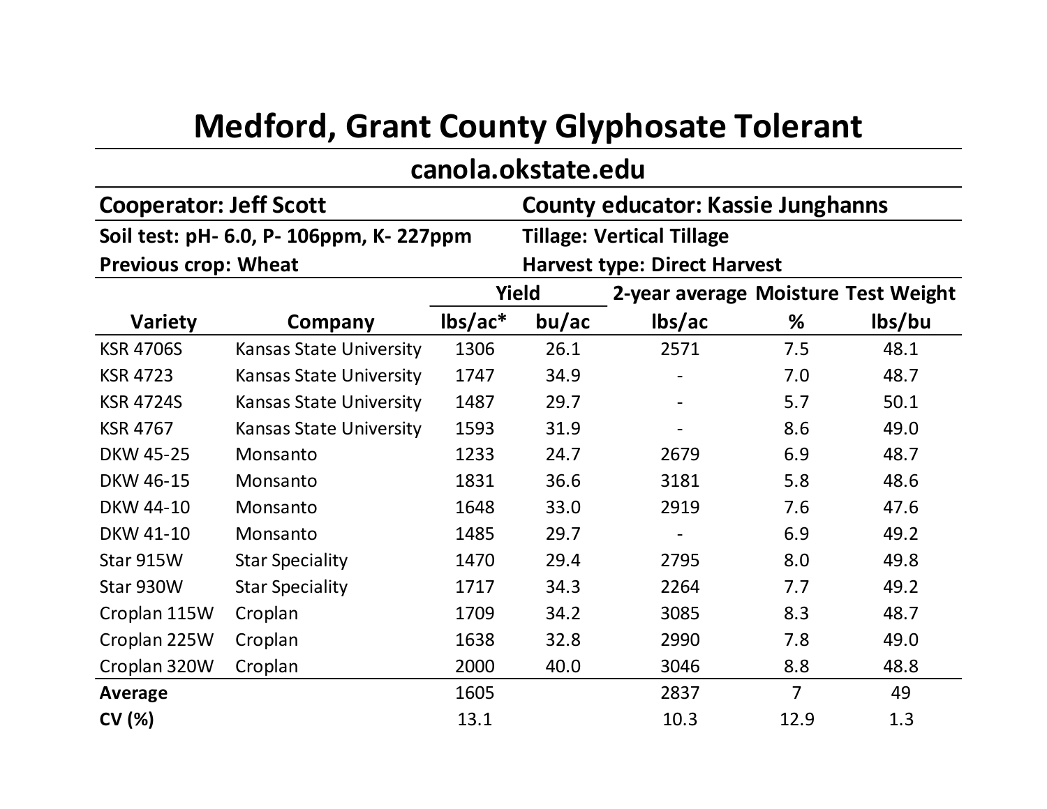# Medford, Grant County Glyphosate Tolerant

## canola.okstate.edu

**Cooperator: Jeff Scott** | **County educator: Kassie Junghanns**

**Soil test: pH- 6.0, P- 106ppm, K- 227ppm**
**Tillage: Vertical Tillage**
**Previous crop: Wheat**
**Harvest type: Direct Harvest**

| | | Yield | | 2-year average | Moisture | Test Weight |
|---|---|---|---|---|---|---|
| **Variety** | **Company** | **lbs/ac*** | **bu/ac** | **lbs/ac** | **%** | **lbs/bu** |
| KSR 4706S | Kansas State University | 1306 | 26.1 | 2571 | 7.5 | 48.1 |
| KSR 4723 | Kansas State University | 1747 | 34.9 | - | 7.0 | 48.7 |
| KSR 4724S | Kansas State University | 1487 | 29.7 | - | 5.7 | 50.1 |
| KSR 4767 | Kansas State University | 1593 | 31.9 | - | 8.6 | 49.0 |
| DKW 45-25 | Monsanto | 1233 | 24.7 | 2679 | 6.9 | 48.7 |
| DKW 46-15 | Monsanto | 1831 | 36.6 | 3181 | 5.8 | 48.6 |
| DKW 44-10 | Monsanto | 1648 | 33.0 | 2919 | 7.6 | 47.6 |
| DKW 41-10 | Monsanto | 1485 | 29.7 | - | 6.9 | 49.2 |
| Star 915W | Star Speciality | 1470 | 29.4 | 2795 | 8.0 | 49.8 |
| Star 930W | Star Speciality | 1717 | 34.3 | 2264 | 7.7 | 49.2 |
| Croplan 115W | Croplan | 1709 | 34.2 | 3085 | 8.3 | 48.7 |
| Croplan 225W | Croplan | 1638 | 32.8 | 2990 | 7.8 | 49.0 |
| Croplan 320W | Croplan | 2000 | 40.0 | 3046 | 8.8 | 48.8 |
| **Average** | | 1605 | | 2837 | 7 | 49 |
| **CV (%)** | | 13.1 | | 10.3 | 12.9 | 1.3 |